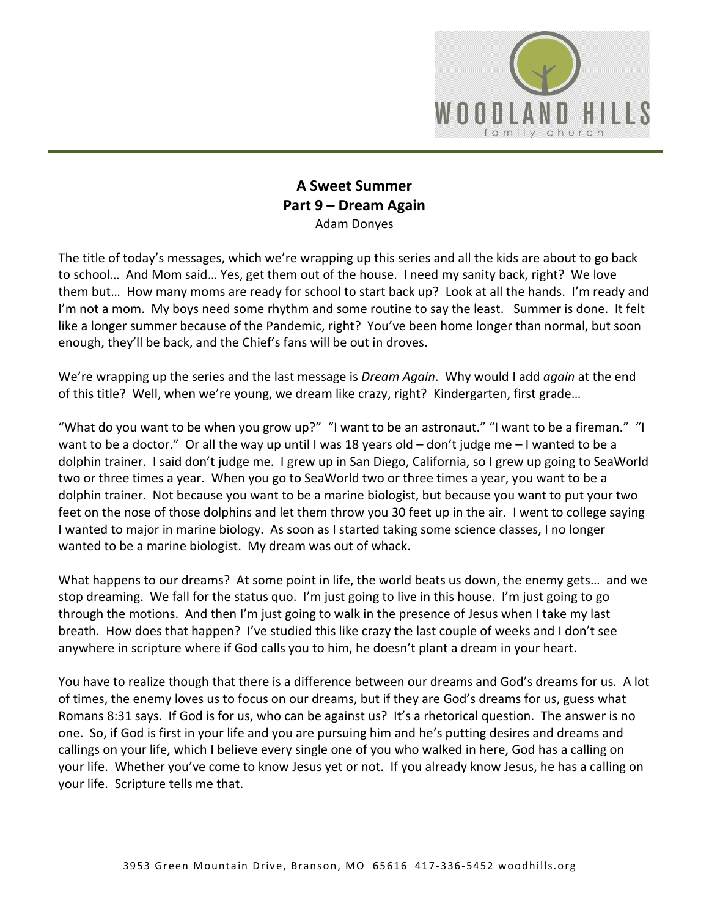# A Sweet Summer
## Part 9 – Dream Again
Adam Donyes

The title of today's messages, which we're wrapping up this series and all the kids are about to go back to school… And Mom said… Yes, get them out of the house. I need my sanity back, right? We love them but… How many moms are ready for school to start back up? Look at all the hands. I'm ready and I'm not a mom. My boys need some rhythm and some routine to say the least. Summer is done. It felt like a longer summer because of the Pandemic, right? You've been home longer than normal, but soon enough, they'll be back, and the Chief's fans will be out in droves.

We're wrapping up the series and the last message is *Dream Again*. Why would I add *again* at the end of this title? Well, when we're young, we dream like crazy, right? Kindergarten, first grade…

"What do you want to be when you grow up?" "I want to be an astronaut." "I want to be a fireman." "I want to be a doctor." Or all the way up until I was 18 years old – don't judge me – I wanted to be a dolphin trainer. I said don't judge me. I grew up in San Diego, California, so I grew up going to SeaWorld two or three times a year. When you go to SeaWorld two or three times a year, you want to be a dolphin trainer. Not because you want to be a marine biologist, but because you want to put your two feet on the nose of those dolphins and let them throw you 30 feet up in the air. I went to college saying I wanted to major in marine biology. As soon as I started taking some science classes, I no longer wanted to be a marine biologist. My dream was out of whack.

What happens to our dreams? At some point in life, the world beats us down, the enemy gets… and we stop dreaming. We fall for the status quo. I'm just going to live in this house. I'm just going to go through the motions. And then I'm just going to walk in the presence of Jesus when I take my last breath. How does that happen? I've studied this like crazy the last couple of weeks and I don't see anywhere in scripture where if God calls you to him, he doesn't plant a dream in your heart.

You have to realize though that there is a difference between our dreams and God's dreams for us. A lot of times, the enemy loves us to focus on our dreams, but if they are God's dreams for us, guess what Romans 8:31 says. If God is for us, who can be against us? It's a rhetorical question. The answer is no one. So, if God is first in your life and you are pursuing him and he's putting desires and dreams and callings on your life, which I believe every single one of you who walked in here, God has a calling on your life. Whether you've come to know Jesus yet or not. If you already know Jesus, he has a calling on your life. Scripture tells me that.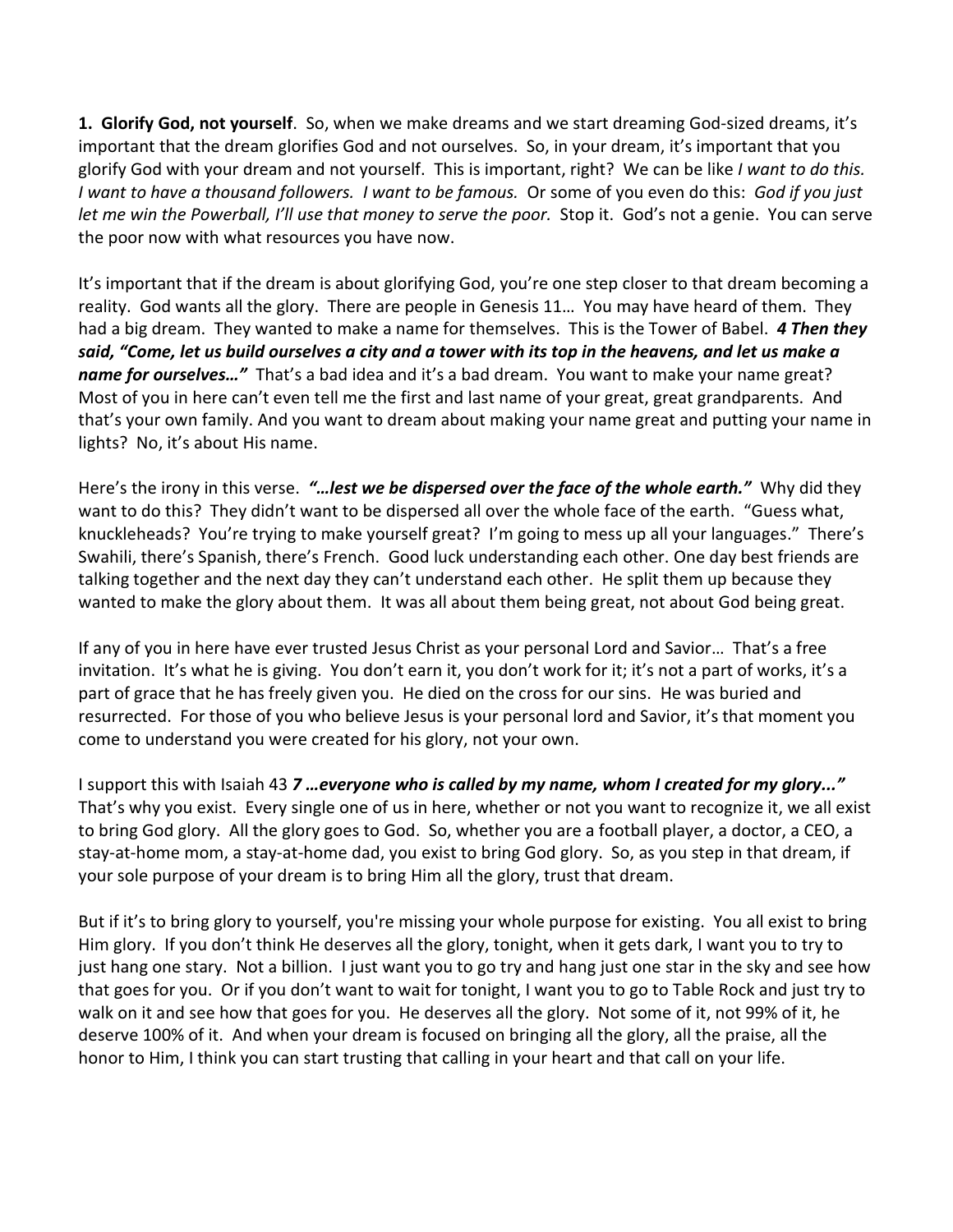**1. Glorify God, not yourself**. So, when we make dreams and we start dreaming God-sized dreams, it's important that the dream glorifies God and not ourselves. So, in your dream, it's important that you glorify God with your dream and not yourself. This is important, right? We can be like *I want to do this. I want to have a thousand followers. I want to be famous.* Or some of you even do this: *God if you just let me win the Powerball, I'll use that money to serve the poor.* Stop it. God's not a genie. You can serve the poor now with what resources you have now.

It's important that if the dream is about glorifying God, you're one step closer to that dream becoming a reality. God wants all the glory. There are people in Genesis 11… You may have heard of them. They had a big dream. They wanted to make a name for themselves. This is the Tower of Babel. ***4 Then they said, "Come, let us build ourselves a city and a tower with its top in the heavens, and let us make a name for ourselves…"*** That's a bad idea and it's a bad dream. You want to make your name great? Most of you in here can't even tell me the first and last name of your great, great grandparents. And that's your own family. And you want to dream about making your name great and putting your name in lights? No, it's about His name.

Here's the irony in this verse. ***"…lest we be dispersed over the face of the whole earth."*** Why did they want to do this? They didn't want to be dispersed all over the whole face of the earth. "Guess what, knuckleheads? You're trying to make yourself great? I'm going to mess up all your languages." There's Swahili, there's Spanish, there's French. Good luck understanding each other. One day best friends are talking together and the next day they can't understand each other. He split them up because they wanted to make the glory about them. It was all about them being great, not about God being great.

If any of you in here have ever trusted Jesus Christ as your personal Lord and Savior… That's a free invitation. It's what he is giving. You don't earn it, you don't work for it; it's not a part of works, it's a part of grace that he has freely given you. He died on the cross for our sins. He was buried and resurrected. For those of you who believe Jesus is your personal lord and Savior, it's that moment you come to understand you were created for his glory, not your own.

I support this with Isaiah 43 ***7 …everyone who is called by my name, whom I created for my glory..."*** That's why you exist. Every single one of us in here, whether or not you want to recognize it, we all exist to bring God glory. All the glory goes to God. So, whether you are a football player, a doctor, a CEO, a stay-at-home mom, a stay-at-home dad, you exist to bring God glory. So, as you step in that dream, if your sole purpose of your dream is to bring Him all the glory, trust that dream.

But if it's to bring glory to yourself, you're missing your whole purpose for existing. You all exist to bring Him glory. If you don't think He deserves all the glory, tonight, when it gets dark, I want you to try to just hang one stary. Not a billion. I just want you to go try and hang just one star in the sky and see how that goes for you. Or if you don't want to wait for tonight, I want you to go to Table Rock and just try to walk on it and see how that goes for you. He deserves all the glory. Not some of it, not 99% of it, he deserve 100% of it. And when your dream is focused on bringing all the glory, all the praise, all the honor to Him, I think you can start trusting that calling in your heart and that call on your life.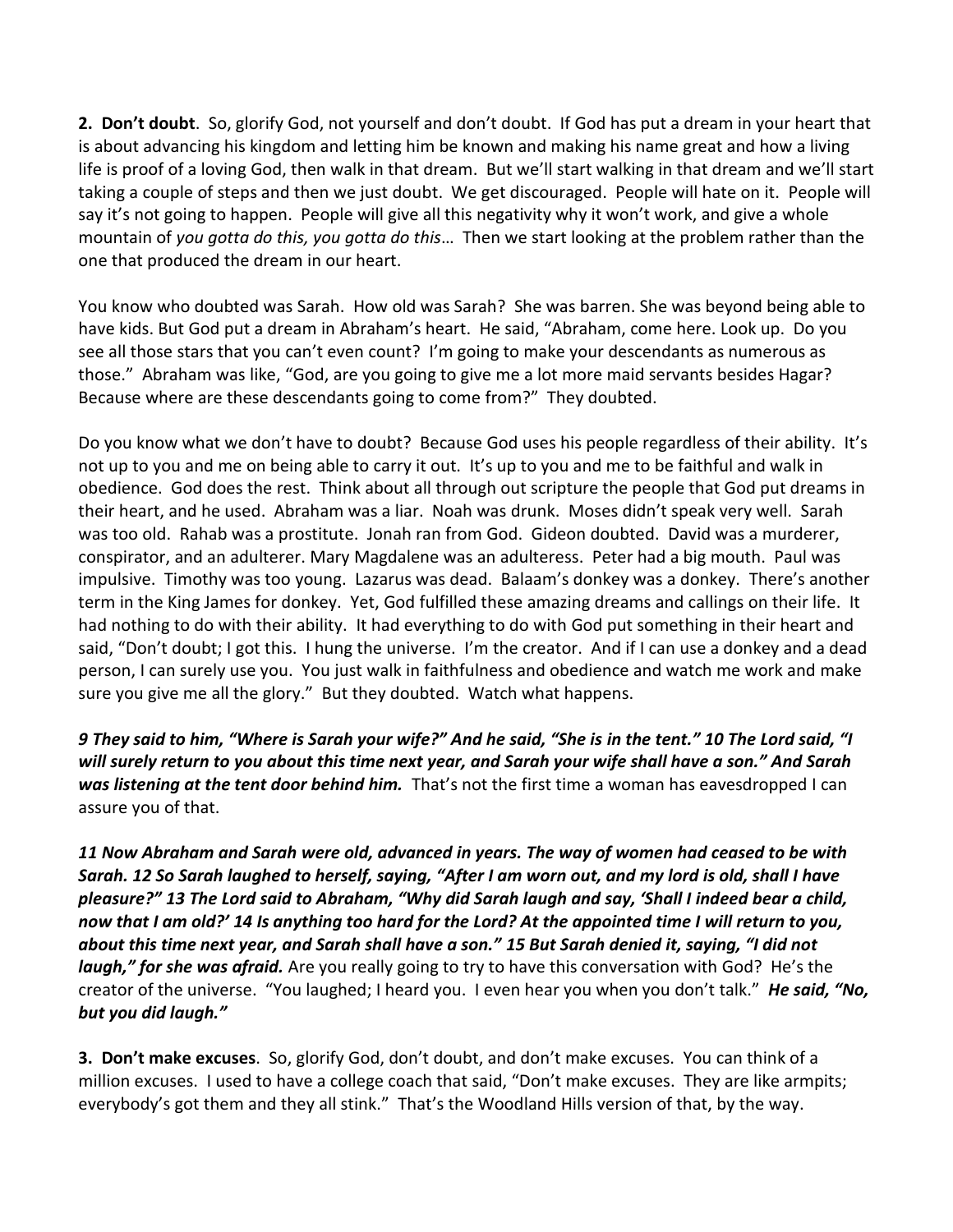**2. Don't doubt**. So, glorify God, not yourself and don't doubt. If God has put a dream in your heart that is about advancing his kingdom and letting him be known and making his name great and how a living life is proof of a loving God, then walk in that dream. But we'll start walking in that dream and we'll start taking a couple of steps and then we just doubt. We get discouraged. People will hate on it. People will say it's not going to happen. People will give all this negativity why it won't work, and give a whole mountain of *you gotta do this, you gotta do this*… Then we start looking at the problem rather than the one that produced the dream in our heart.

You know who doubted was Sarah. How old was Sarah? She was barren. She was beyond being able to have kids. But God put a dream in Abraham's heart. He said, "Abraham, come here. Look up. Do you see all those stars that you can't even count? I'm going to make your descendants as numerous as those." Abraham was like, "God, are you going to give me a lot more maid servants besides Hagar? Because where are these descendants going to come from?" They doubted.

Do you know what we don't have to doubt? Because God uses his people regardless of their ability. It's not up to you and me on being able to carry it out. It's up to you and me to be faithful and walk in obedience. God does the rest. Think about all through out scripture the people that God put dreams in their heart, and he used. Abraham was a liar. Noah was drunk. Moses didn't speak very well. Sarah was too old. Rahab was a prostitute. Jonah ran from God. Gideon doubted. David was a murderer, conspirator, and an adulterer. Mary Magdalene was an adulteress. Peter had a big mouth. Paul was impulsive. Timothy was too young. Lazarus was dead. Balaam's donkey was a donkey. There's another term in the King James for donkey. Yet, God fulfilled these amazing dreams and callings on their life. It had nothing to do with their ability. It had everything to do with God put something in their heart and said, "Don't doubt; I got this. I hung the universe. I'm the creator. And if I can use a donkey and a dead person, I can surely use you. You just walk in faithfulness and obedience and watch me work and make sure you give me all the glory." But they doubted. Watch what happens.

***9 They said to him, "Where is Sarah your wife?" And he said, "She is in the tent." 10 The Lord said, "I will surely return to you about this time next year, and Sarah your wife shall have a son." And Sarah was listening at the tent door behind him.*** That's not the first time a woman has eavesdropped I can assure you of that.

***11 Now Abraham and Sarah were old, advanced in years. The way of women had ceased to be with Sarah. 12 So Sarah laughed to herself, saying, "After I am worn out, and my lord is old, shall I have pleasure?" 13 The Lord said to Abraham, "Why did Sarah laugh and say, 'Shall I indeed bear a child, now that I am old?' 14 Is anything too hard for the Lord? At the appointed time I will return to you, about this time next year, and Sarah shall have a son." 15 But Sarah denied it, saying, "I did not laugh," for she was afraid.*** Are you really going to try to have this conversation with God? He's the creator of the universe. "You laughed; I heard you. I even hear you when you don't talk." ***He said, "No, but you did laugh."***

**3. Don't make excuses**. So, glorify God, don't doubt, and don't make excuses. You can think of a million excuses. I used to have a college coach that said, "Don't make excuses. They are like armpits; everybody's got them and they all stink." That's the Woodland Hills version of that, by the way.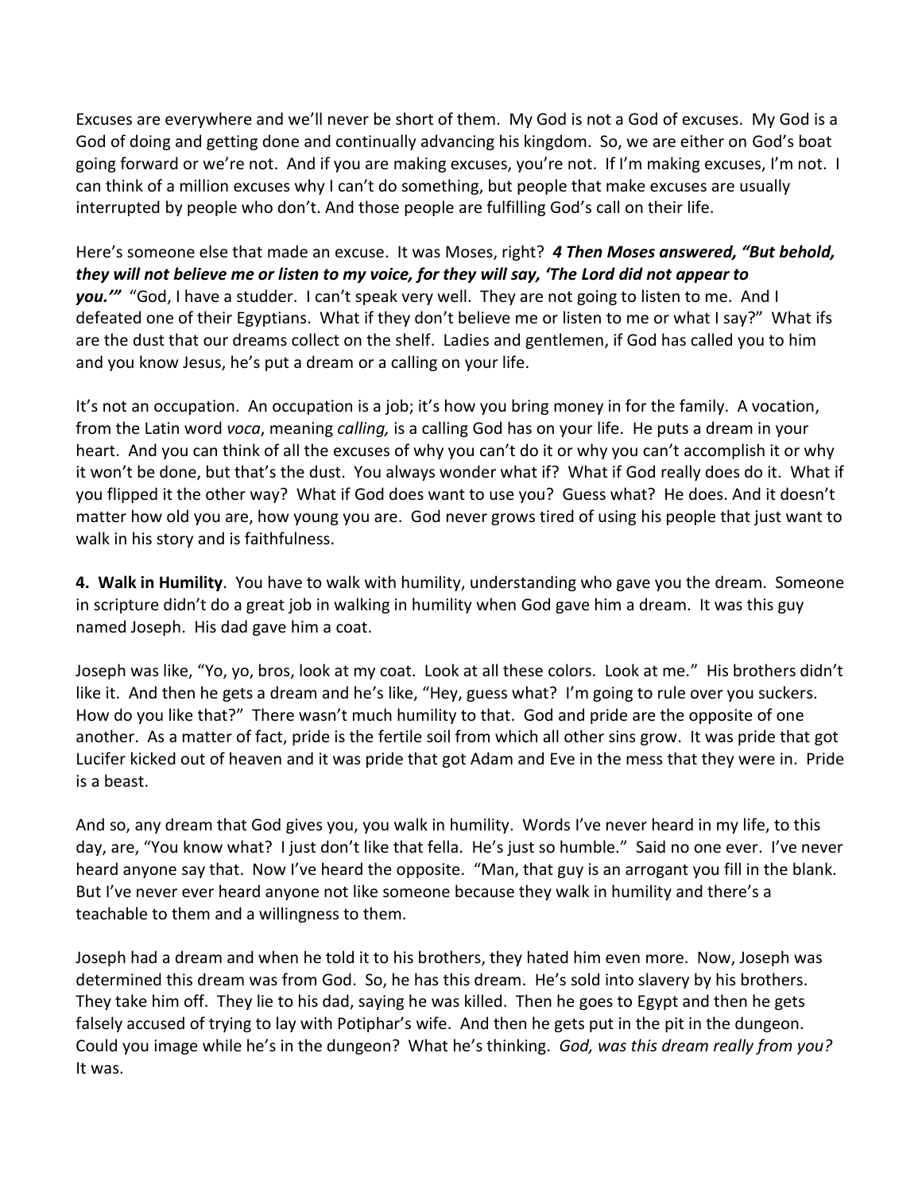Excuses are everywhere and we'll never be short of them. My God is not a God of excuses. My God is a God of doing and getting done and continually advancing his kingdom. So, we are either on God's boat going forward or we're not. And if you are making excuses, you're not. If I'm making excuses, I'm not. I can think of a million excuses why I can't do something, but people that make excuses are usually interrupted by people who don't. And those people are fulfilling God's call on their life.

Here's someone else that made an excuse. It was Moses, right? ***4 Then Moses answered, "But behold, they will not believe me or listen to my voice, for they will say, 'The Lord did not appear to you.'"*** "God, I have a studder. I can't speak very well. They are not going to listen to me. And I defeated one of their Egyptians. What if they don't believe me or listen to me or what I say?" What ifs are the dust that our dreams collect on the shelf. Ladies and gentlemen, if God has called you to him and you know Jesus, he's put a dream or a calling on your life.

It's not an occupation. An occupation is a job; it's how you bring money in for the family. A vocation, from the Latin word *voca*, meaning *calling,* is a calling God has on your life. He puts a dream in your heart. And you can think of all the excuses of why you can't do it or why you can't accomplish it or why it won't be done, but that's the dust. You always wonder what if? What if God really does do it. What if you flipped it the other way? What if God does want to use you? Guess what? He does. And it doesn't matter how old you are, how young you are. God never grows tired of using his people that just want to walk in his story and is faithfulness.

**4. Walk in Humility**. You have to walk with humility, understanding who gave you the dream. Someone in scripture didn't do a great job in walking in humility when God gave him a dream. It was this guy named Joseph. His dad gave him a coat.

Joseph was like, "Yo, yo, bros, look at my coat. Look at all these colors. Look at me." His brothers didn't like it. And then he gets a dream and he's like, "Hey, guess what? I'm going to rule over you suckers. How do you like that?" There wasn't much humility to that. God and pride are the opposite of one another. As a matter of fact, pride is the fertile soil from which all other sins grow. It was pride that got Lucifer kicked out of heaven and it was pride that got Adam and Eve in the mess that they were in. Pride is a beast.

And so, any dream that God gives you, you walk in humility. Words I've never heard in my life, to this day, are, "You know what? I just don't like that fella. He's just so humble." Said no one ever. I've never heard anyone say that. Now I've heard the opposite. "Man, that guy is an arrogant you fill in the blank. But I've never ever heard anyone not like someone because they walk in humility and there's a teachable to them and a willingness to them.

Joseph had a dream and when he told it to his brothers, they hated him even more. Now, Joseph was determined this dream was from God. So, he has this dream. He's sold into slavery by his brothers. They take him off. They lie to his dad, saying he was killed. Then he goes to Egypt and then he gets falsely accused of trying to lay with Potiphar's wife. And then he gets put in the pit in the dungeon. Could you image while he's in the dungeon? What he's thinking. *God, was this dream really from you?* It was.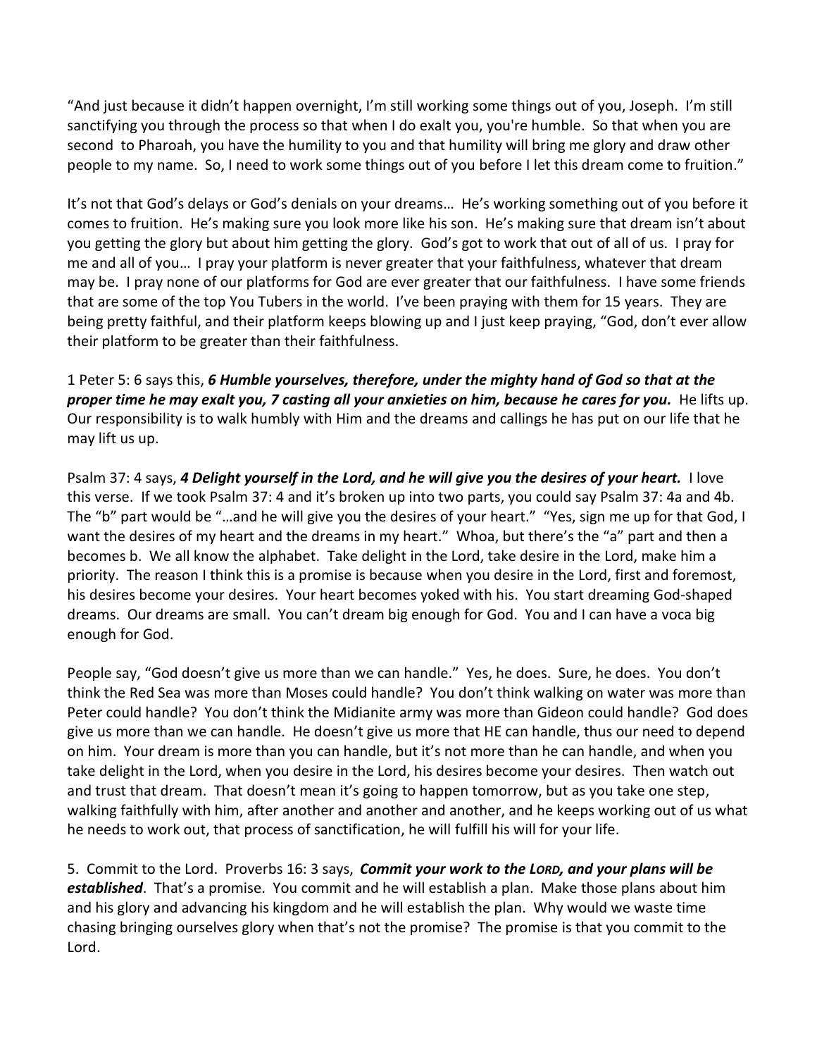"And just because it didn't happen overnight, I'm still working some things out of you, Joseph. I'm still sanctifying you through the process so that when I do exalt you, you're humble. So that when you are second to Pharoah, you have the humility to you and that humility will bring me glory and draw other people to my name. So, I need to work some things out of you before I let this dream come to fruition."

It's not that God's delays or God's denials on your dreams… He's working something out of you before it comes to fruition. He's making sure you look more like his son. He's making sure that dream isn't about you getting the glory but about him getting the glory. God's got to work that out of all of us. I pray for me and all of you… I pray your platform is never greater that your faithfulness, whatever that dream may be. I pray none of our platforms for God are ever greater that our faithfulness. I have some friends that are some of the top You Tubers in the world. I've been praying with them for 15 years. They are being pretty faithful, and their platform keeps blowing up and I just keep praying, "God, don't ever allow their platform to be greater than their faithfulness.

1 Peter 5: 6 says this, ***6 Humble yourselves, therefore, under the mighty hand of God so that at the proper time he may exalt you, 7 casting all your anxieties on him, because he cares for you.*** He lifts up. Our responsibility is to walk humbly with Him and the dreams and callings he has put on our life that he may lift us up.

Psalm 37: 4 says, ***4 Delight yourself in the Lord, and he will give you the desires of your heart.*** I love this verse. If we took Psalm 37: 4 and it's broken up into two parts, you could say Psalm 37: 4a and 4b. The "b" part would be "…and he will give you the desires of your heart." "Yes, sign me up for that God, I want the desires of my heart and the dreams in my heart." Whoa, but there's the "a" part and then a becomes b. We all know the alphabet. Take delight in the Lord, take desire in the Lord, make him a priority. The reason I think this is a promise is because when you desire in the Lord, first and foremost, his desires become your desires. Your heart becomes yoked with his. You start dreaming God-shaped dreams. Our dreams are small. You can't dream big enough for God. You and I can have a voca big enough for God.

People say, "God doesn't give us more than we can handle." Yes, he does. Sure, he does. You don't think the Red Sea was more than Moses could handle? You don't think walking on water was more than Peter could handle? You don't think the Midianite army was more than Gideon could handle? God does give us more than we can handle. He doesn't give us more that HE can handle, thus our need to depend on him. Your dream is more than you can handle, but it's not more than he can handle, and when you take delight in the Lord, when you desire in the Lord, his desires become your desires. Then watch out and trust that dream. That doesn't mean it's going to happen tomorrow, but as you take one step, walking faithfully with him, after another and another and another, and he keeps working out of us what he needs to work out, that process of sanctification, he will fulfill his will for your life.

5. Commit to the Lord. Proverbs 16: 3 says, ***Commit your work to the LORD, and your plans will be established***. That's a promise. You commit and he will establish a plan. Make those plans about him and his glory and advancing his kingdom and he will establish the plan. Why would we waste time chasing bringing ourselves glory when that's not the promise? The promise is that you commit to the Lord.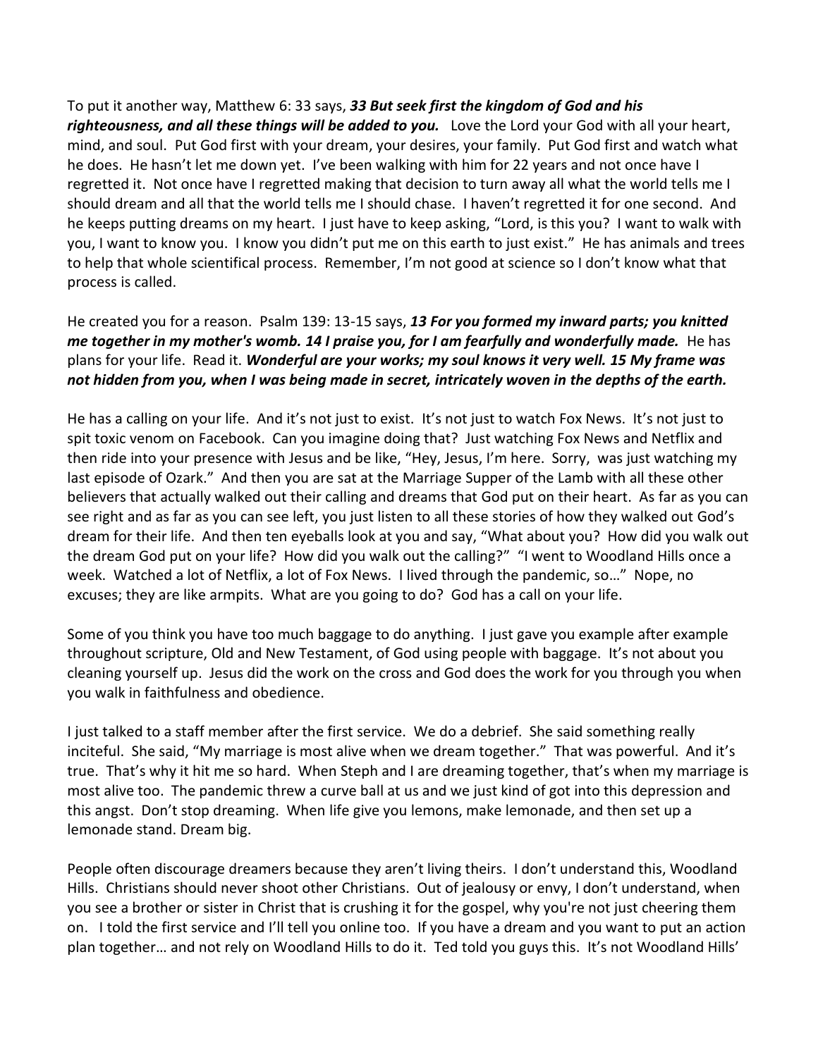To put it another way, Matthew 6: 33 says, ***33 But seek first the kingdom of God and his righteousness, and all these things will be added to you.*** Love the Lord your God with all your heart, mind, and soul. Put God first with your dream, your desires, your family. Put God first and watch what he does. He hasn't let me down yet. I've been walking with him for 22 years and not once have I regretted it. Not once have I regretted making that decision to turn away all what the world tells me I should dream and all that the world tells me I should chase. I haven't regretted it for one second. And he keeps putting dreams on my heart. I just have to keep asking, "Lord, is this you? I want to walk with you, I want to know you. I know you didn't put me on this earth to just exist." He has animals and trees to help that whole scientifical process. Remember, I'm not good at science so I don't know what that process is called.

He created you for a reason. Psalm 139: 13-15 says, ***13 For you formed my inward parts; you knitted me together in my mother's womb. 14 I praise you, for I am fearfully and wonderfully made.*** He has plans for your life. Read it. ***Wonderful are your works; my soul knows it very well. 15 My frame was not hidden from you, when I was being made in secret, intricately woven in the depths of the earth.***

He has a calling on your life. And it's not just to exist. It's not just to watch Fox News. It's not just to spit toxic venom on Facebook. Can you imagine doing that? Just watching Fox News and Netflix and then ride into your presence with Jesus and be like, "Hey, Jesus, I'm here. Sorry, was just watching my last episode of Ozark." And then you are sat at the Marriage Supper of the Lamb with all these other believers that actually walked out their calling and dreams that God put on their heart. As far as you can see right and as far as you can see left, you just listen to all these stories of how they walked out God's dream for their life. And then ten eyeballs look at you and say, "What about you? How did you walk out the dream God put on your life? How did you walk out the calling?" "I went to Woodland Hills once a week. Watched a lot of Netflix, a lot of Fox News. I lived through the pandemic, so…" Nope, no excuses; they are like armpits. What are you going to do? God has a call on your life.

Some of you think you have too much baggage to do anything. I just gave you example after example throughout scripture, Old and New Testament, of God using people with baggage. It's not about you cleaning yourself up. Jesus did the work on the cross and God does the work for you through you when you walk in faithfulness and obedience.

I just talked to a staff member after the first service. We do a debrief. She said something really inciteful. She said, "My marriage is most alive when we dream together." That was powerful. And it's true. That's why it hit me so hard. When Steph and I are dreaming together, that's when my marriage is most alive too. The pandemic threw a curve ball at us and we just kind of got into this depression and this angst. Don't stop dreaming. When life give you lemons, make lemonade, and then set up a lemonade stand. Dream big.

People often discourage dreamers because they aren't living theirs. I don't understand this, Woodland Hills. Christians should never shoot other Christians. Out of jealousy or envy, I don't understand, when you see a brother or sister in Christ that is crushing it for the gospel, why you're not just cheering them on. I told the first service and I'll tell you online too. If you have a dream and you want to put an action plan together… and not rely on Woodland Hills to do it. Ted told you guys this. It's not Woodland Hills'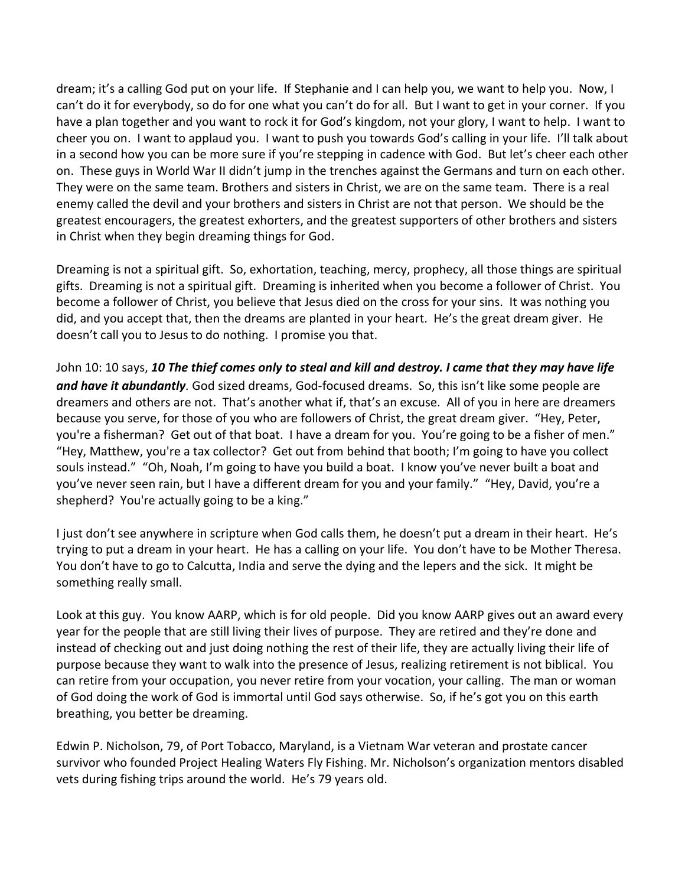dream; it's a calling God put on your life. If Stephanie and I can help you, we want to help you. Now, I can't do it for everybody, so do for one what you can't do for all. But I want to get in your corner. If you have a plan together and you want to rock it for God's kingdom, not your glory, I want to help. I want to cheer you on. I want to applaud you. I want to push you towards God's calling in your life. I'll talk about in a second how you can be more sure if you're stepping in cadence with God. But let's cheer each other on. These guys in World War II didn't jump in the trenches against the Germans and turn on each other. They were on the same team. Brothers and sisters in Christ, we are on the same team. There is a real enemy called the devil and your brothers and sisters in Christ are not that person. We should be the greatest encouragers, the greatest exhorters, and the greatest supporters of other brothers and sisters in Christ when they begin dreaming things for God.

Dreaming is not a spiritual gift. So, exhortation, teaching, mercy, prophecy, all those things are spiritual gifts. Dreaming is not a spiritual gift. Dreaming is inherited when you become a follower of Christ. You become a follower of Christ, you believe that Jesus died on the cross for your sins. It was nothing you did, and you accept that, then the dreams are planted in your heart. He's the great dream giver. He doesn't call you to Jesus to do nothing. I promise you that.

John 10: 10 says, ***10 The thief comes only to steal and kill and destroy. I came that they may have life and have it abundantly***. God sized dreams, God-focused dreams. So, this isn't like some people are dreamers and others are not. That's another what if, that's an excuse. All of you in here are dreamers because you serve, for those of you who are followers of Christ, the great dream giver. "Hey, Peter, you're a fisherman? Get out of that boat. I have a dream for you. You're going to be a fisher of men." "Hey, Matthew, you're a tax collector? Get out from behind that booth; I'm going to have you collect souls instead." "Oh, Noah, I'm going to have you build a boat. I know you've never built a boat and you've never seen rain, but I have a different dream for you and your family." "Hey, David, you're a shepherd? You're actually going to be a king."

I just don't see anywhere in scripture when God calls them, he doesn't put a dream in their heart. He's trying to put a dream in your heart. He has a calling on your life. You don't have to be Mother Theresa. You don't have to go to Calcutta, India and serve the dying and the lepers and the sick. It might be something really small.

Look at this guy. You know AARP, which is for old people. Did you know AARP gives out an award every year for the people that are still living their lives of purpose. They are retired and they're done and instead of checking out and just doing nothing the rest of their life, they are actually living their life of purpose because they want to walk into the presence of Jesus, realizing retirement is not biblical. You can retire from your occupation, you never retire from your vocation, your calling. The man or woman of God doing the work of God is immortal until God says otherwise. So, if he's got you on this earth breathing, you better be dreaming.

Edwin P. Nicholson, 79, of Port Tobacco, Maryland, is a Vietnam War veteran and prostate cancer survivor who founded Project Healing Waters Fly Fishing. Mr. Nicholson's organization mentors disabled vets during fishing trips around the world. He's 79 years old.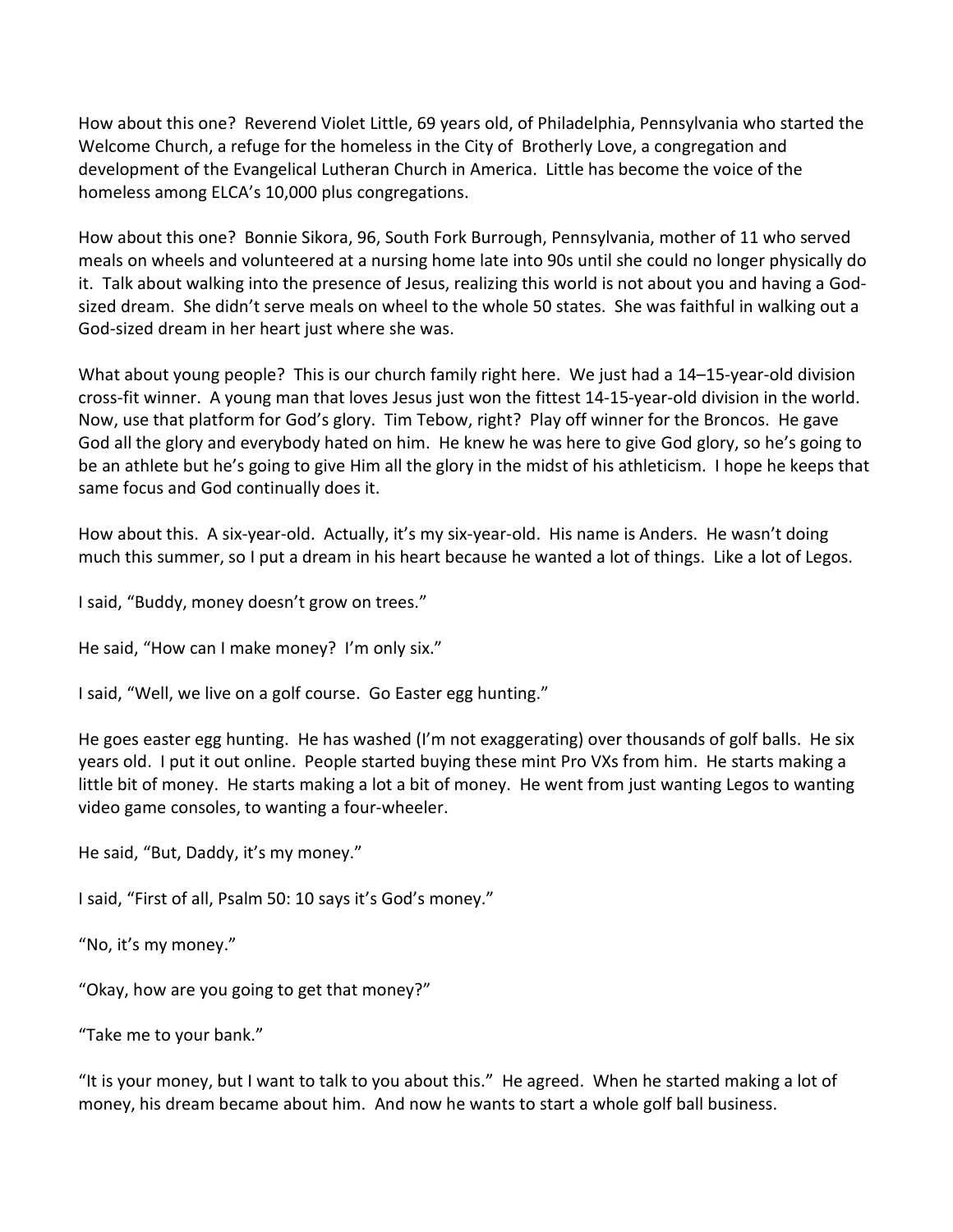How about this one? Reverend Violet Little, 69 years old, of Philadelphia, Pennsylvania who started the Welcome Church, a refuge for the homeless in the City of Brotherly Love, a congregation and development of the Evangelical Lutheran Church in America. Little has become the voice of the homeless among ELCA's 10,000 plus congregations.

How about this one? Bonnie Sikora, 96, South Fork Burrough, Pennsylvania, mother of 11 who served meals on wheels and volunteered at a nursing home late into 90s until she could no longer physically do it. Talk about walking into the presence of Jesus, realizing this world is not about you and having a God-sized dream. She didn't serve meals on wheel to the whole 50 states. She was faithful in walking out a God-sized dream in her heart just where she was.

What about young people? This is our church family right here. We just had a 14–15-year-old division cross-fit winner. A young man that loves Jesus just won the fittest 14-15-year-old division in the world. Now, use that platform for God's glory. Tim Tebow, right? Play off winner for the Broncos. He gave God all the glory and everybody hated on him. He knew he was here to give God glory, so he's going to be an athlete but he's going to give Him all the glory in the midst of his athleticism. I hope he keeps that same focus and God continually does it.

How about this. A six-year-old. Actually, it's my six-year-old. His name is Anders. He wasn't doing much this summer, so I put a dream in his heart because he wanted a lot of things. Like a lot of Legos.

I said, "Buddy, money doesn't grow on trees."

He said, "How can I make money? I'm only six."

I said, "Well, we live on a golf course. Go Easter egg hunting."

He goes easter egg hunting. He has washed (I'm not exaggerating) over thousands of golf balls. He six years old. I put it out online. People started buying these mint Pro VXs from him. He starts making a little bit of money. He starts making a lot a bit of money. He went from just wanting Legos to wanting video game consoles, to wanting a four-wheeler.

He said, "But, Daddy, it's my money."

I said, "First of all, Psalm 50: 10 says it's God's money."

"No, it's my money."

"Okay, how are you going to get that money?"

"Take me to your bank."

"It is your money, but I want to talk to you about this." He agreed. When he started making a lot of money, his dream became about him. And now he wants to start a whole golf ball business.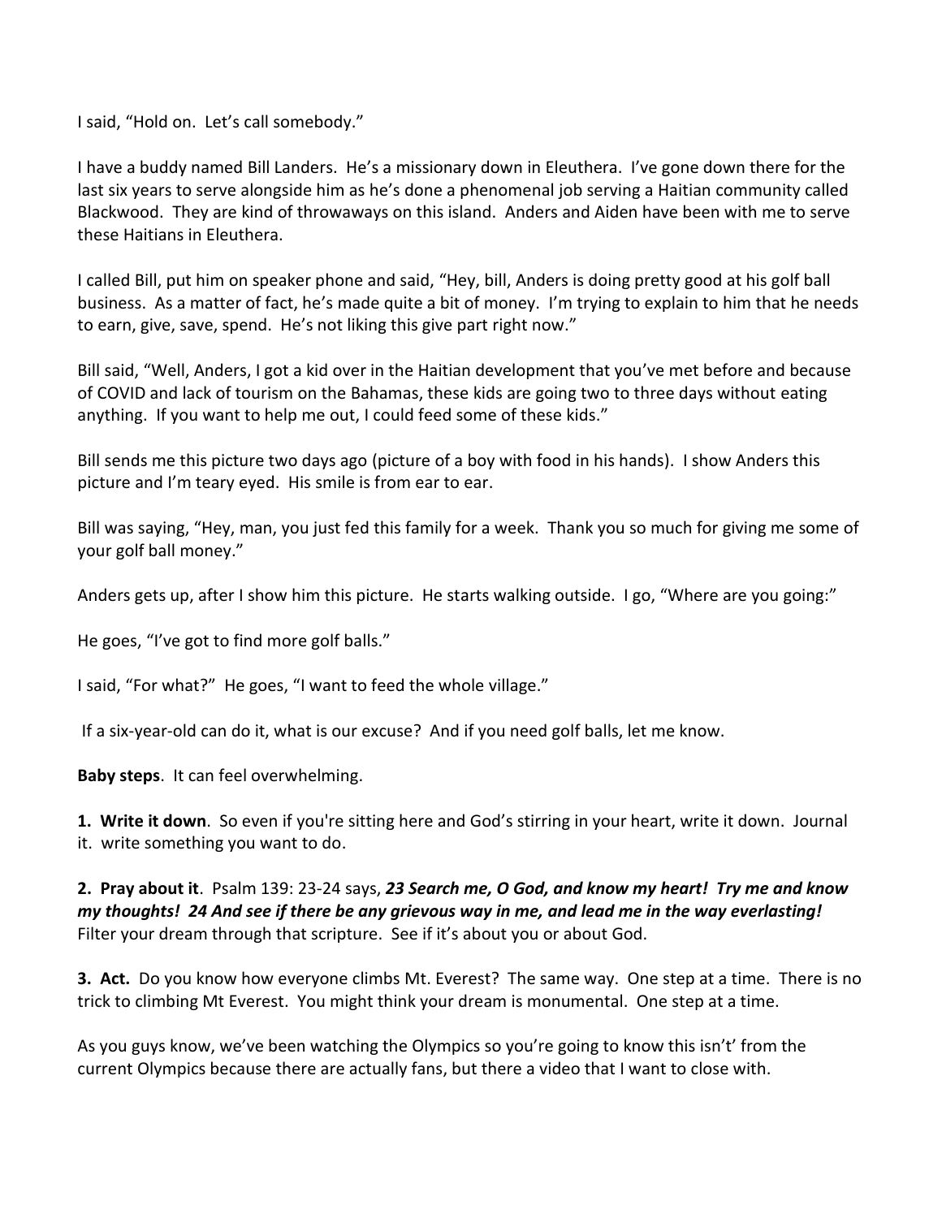I said, "Hold on. Let's call somebody."

I have a buddy named Bill Landers. He's a missionary down in Eleuthera. I've gone down there for the last six years to serve alongside him as he's done a phenomenal job serving a Haitian community called Blackwood. They are kind of throwaways on this island. Anders and Aiden have been with me to serve these Haitians in Eleuthera.

I called Bill, put him on speaker phone and said, "Hey, bill, Anders is doing pretty good at his golf ball business. As a matter of fact, he's made quite a bit of money. I'm trying to explain to him that he needs to earn, give, save, spend. He's not liking this give part right now."

Bill said, "Well, Anders, I got a kid over in the Haitian development that you've met before and because of COVID and lack of tourism on the Bahamas, these kids are going two to three days without eating anything. If you want to help me out, I could feed some of these kids."

Bill sends me this picture two days ago (picture of a boy with food in his hands). I show Anders this picture and I'm teary eyed. His smile is from ear to ear.

Bill was saying, "Hey, man, you just fed this family for a week. Thank you so much for giving me some of your golf ball money."

Anders gets up, after I show him this picture. He starts walking outside. I go, "Where are you going:"

He goes, "I've got to find more golf balls."

I said, "For what?" He goes, "I want to feed the whole village."

If a six-year-old can do it, what is our excuse? And if you need golf balls, let me know.

**Baby steps**. It can feel overwhelming.

**1. Write it down**. So even if you're sitting here and God's stirring in your heart, write it down. Journal it. write something you want to do.

**2. Pray about it**. Psalm 139: 23-24 says, ***23 Search me, O God, and know my heart! Try me and know my thoughts! 24 And see if there be any grievous way in me, and lead me in the way everlasting!*** Filter your dream through that scripture. See if it's about you or about God.

**3. Act.** Do you know how everyone climbs Mt. Everest? The same way. One step at a time. There is no trick to climbing Mt Everest. You might think your dream is monumental. One step at a time.

As you guys know, we've been watching the Olympics so you're going to know this isn't' from the current Olympics because there are actually fans, but there a video that I want to close with.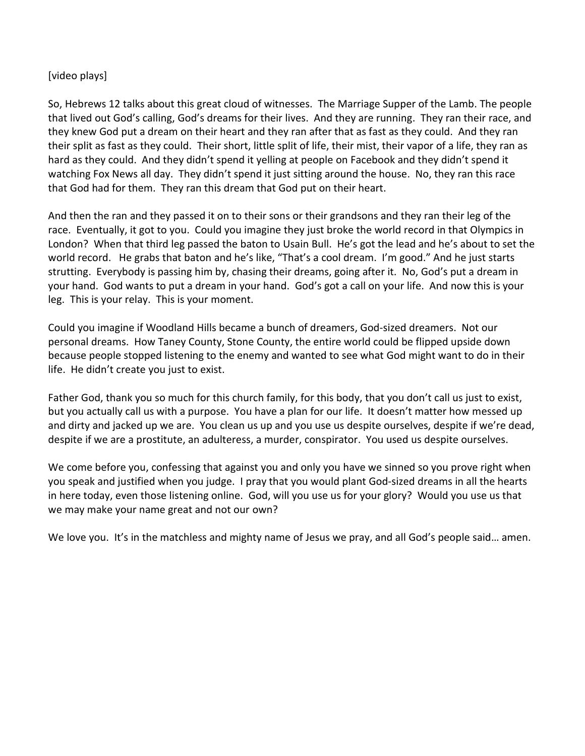[video plays]

So, Hebrews 12 talks about this great cloud of witnesses. The Marriage Supper of the Lamb. The people that lived out God's calling, God's dreams for their lives. And they are running. They ran their race, and they knew God put a dream on their heart and they ran after that as fast as they could. And they ran their split as fast as they could. Their short, little split of life, their mist, their vapor of a life, they ran as hard as they could. And they didn't spend it yelling at people on Facebook and they didn't spend it watching Fox News all day. They didn't spend it just sitting around the house. No, they ran this race that God had for them. They ran this dream that God put on their heart.

And then the ran and they passed it on to their sons or their grandsons and they ran their leg of the race. Eventually, it got to you. Could you imagine they just broke the world record in that Olympics in London? When that third leg passed the baton to Usain Bull. He's got the lead and he's about to set the world record. He grabs that baton and he's like, "That's a cool dream. I'm good." And he just starts strutting. Everybody is passing him by, chasing their dreams, going after it. No, God's put a dream in your hand. God wants to put a dream in your hand. God's got a call on your life. And now this is your leg. This is your relay. This is your moment.

Could you imagine if Woodland Hills became a bunch of dreamers, God-sized dreamers. Not our personal dreams. How Taney County, Stone County, the entire world could be flipped upside down because people stopped listening to the enemy and wanted to see what God might want to do in their life. He didn't create you just to exist.

Father God, thank you so much for this church family, for this body, that you don't call us just to exist, but you actually call us with a purpose. You have a plan for our life. It doesn't matter how messed up and dirty and jacked up we are. You clean us up and you use us despite ourselves, despite if we're dead, despite if we are a prostitute, an adulteress, a murder, conspirator. You used us despite ourselves.

We come before you, confessing that against you and only you have we sinned so you prove right when you speak and justified when you judge. I pray that you would plant God-sized dreams in all the hearts in here today, even those listening online. God, will you use us for your glory? Would you use us that we may make your name great and not our own?

We love you. It's in the matchless and mighty name of Jesus we pray, and all God's people said… amen.